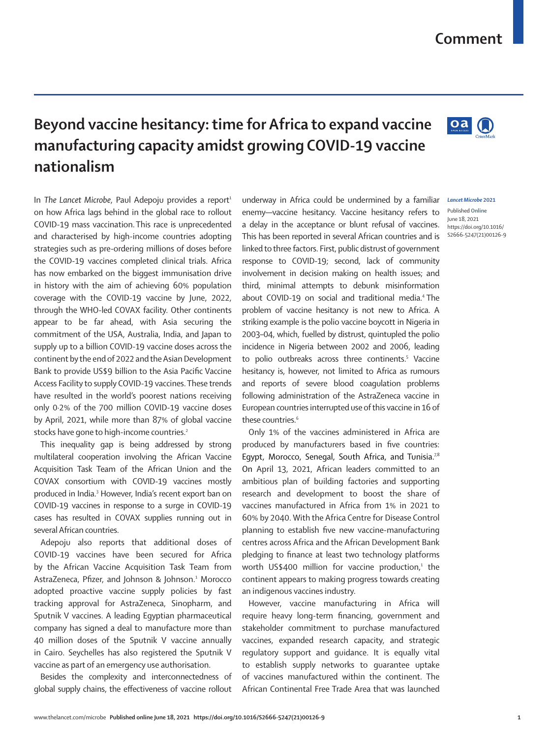# Beyond vaccine hesitancy: time for Africa to expand vaccine manufacturing capacity amidst growing COVID-19 vaccine nationalism

*Lancet Microbe* 2021

Published Online June 18, 2021 https://doi.org/10.1016/S2666-5247(21)00126-9

In *The Lancet Microbe*, Paul Adepoju provides a report[1] on how Africa lags behind in the global race to rollout COVID-19 mass vaccination. This race is unprecedented and characterised by high-income countries adopting strategies such as pre-ordering millions of doses before the COVID-19 vaccines completed clinical trials. Africa has now embarked on the biggest immunisation drive in history with the aim of achieving 60% population coverage with the COVID-19 vaccine by June, 2022, through the WHO-led COVAX facility. Other continents appear to be far ahead, with Asia securing the commitment of the USA, Australia, India, and Japan to supply up to a billion COVID-19 vaccine doses across the continent by the end of 2022 and the Asian Development Bank to provide US$9 billion to the Asia Pacific Vaccine Access Facility to supply COVID-19 vaccines. These trends have resulted in the world's poorest nations receiving only 0·2% of the 700 million COVID-19 vaccine doses by April, 2021, while more than 87% of global vaccine stocks have gone to high-income countries.[2]

This inequality gap is being addressed by strong multilateral cooperation involving the African Vaccine Acquisition Task Team of the African Union and the COVAX consortium with COVID-19 vaccines mostly produced in India.[3] However, India's recent export ban on COVID-19 vaccines in response to a surge in COVID-19 cases has resulted in COVAX supplies running out in several African countries.

Adepoju also reports that additional doses of COVID-19 vaccines have been secured for Africa by the African Vaccine Acquisition Task Team from AstraZeneca, Pfizer, and Johnson & Johnson.[1] Morocco adopted proactive vaccine supply policies by fast tracking approval for AstraZeneca, Sinopharm, and Sputnik V vaccines. A leading Egyptian pharmaceutical company has signed a deal to manufacture more than 40 million doses of the Sputnik V vaccine annually in Cairo. Seychelles has also registered the Sputnik V vaccine as part of an emergency use authorisation.

Besides the complexity and interconnectedness of global supply chains, the effectiveness of vaccine rollout underway in Africa could be undermined by a familiar enemy—vaccine hesitancy. Vaccine hesitancy refers to a delay in the acceptance or blunt refusal of vaccines. This has been reported in several African countries and is linked to three factors. First, public distrust of government response to COVID-19; second, lack of community involvement in decision making on health issues; and third, minimal attempts to debunk misinformation about COVID-19 on social and traditional media.[4] The problem of vaccine hesitancy is not new to Africa. A striking example is the polio vaccine boycott in Nigeria in 2003–04, which, fuelled by distrust, quintupled the polio incidence in Nigeria between 2002 and 2006, leading to polio outbreaks across three continents.[5] Vaccine hesitancy is, however, not limited to Africa as rumours and reports of severe blood coagulation problems following administration of the AstraZeneca vaccine in European countries interrupted use of this vaccine in 16 of these countries.[6]

Only 1% of the vaccines administered in Africa are produced by manufacturers based in five countries: Egypt, Morocco, Senegal, South Africa, and Tunisia.[7,8] On April 13, 2021, African leaders committed to an ambitious plan of building factories and supporting research and development to boost the share of vaccines manufactured in Africa from 1% in 2021 to 60% by 2040. With the Africa Centre for Disease Control planning to establish five new vaccine-manufacturing centres across Africa and the African Development Bank pledging to finance at least two technology platforms worth US$400 million for vaccine production,[1] the continent appears to making progress towards creating an indigenous vaccines industry.

However, vaccine manufacturing in Africa will require heavy long-term financing, government and stakeholder commitment to purchase manufactured vaccines, expanded research capacity, and strategic regulatory support and guidance. It is equally vital to establish supply networks to guarantee uptake of vaccines manufactured within the continent. The African Continental Free Trade Area that was launched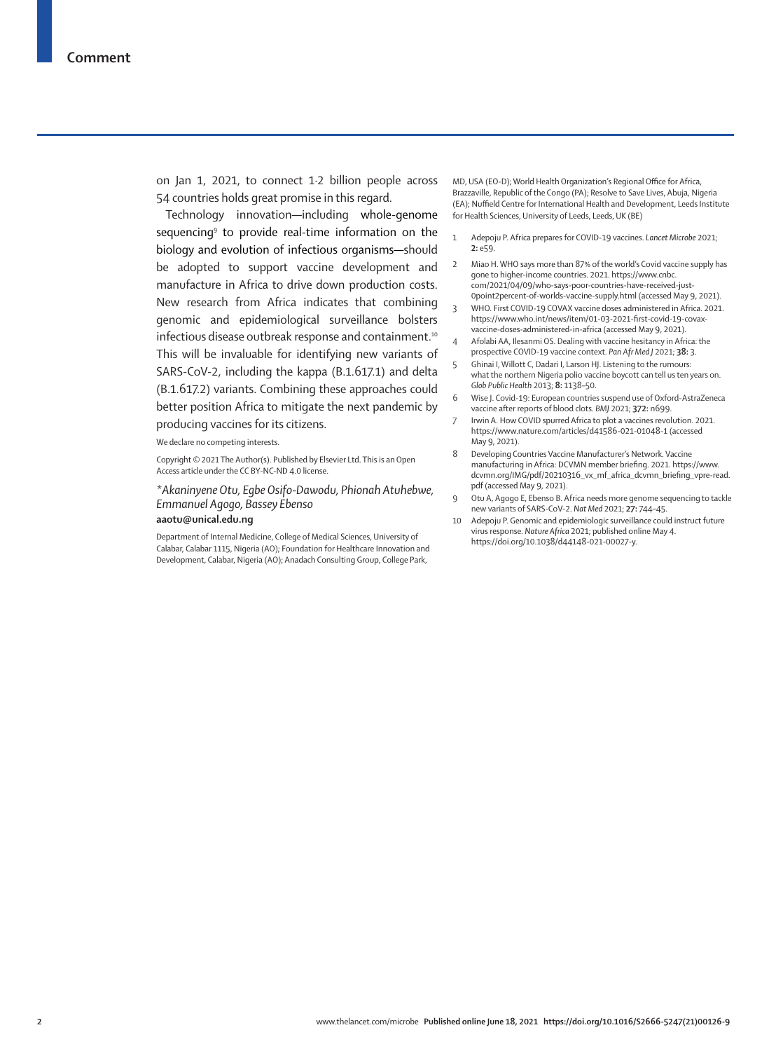on Jan 1, 2021, to connect 1·2 billion people across 54 countries holds great promise in this regard.

Technology innovation—including whole-genome sequencing[9] to provide real-time information on the biology and evolution of infectious organisms—should be adopted to support vaccine development and manufacture in Africa to drive down production costs. New research from Africa indicates that combining genomic and epidemiological surveillance bolsters infectious disease outbreak response and containment.[10] This will be invaluable for identifying new variants of SARS-CoV-2, including the kappa (B.1.617.1) and delta (B.1.617.2) variants. Combining these approaches could better position Africa to mitigate the next pandemic by producing vaccines for its citizens.

We declare no competing interests.

Copyright © 2021 The Author(s). Published by Elsevier Ltd. This is an Open Access article under the CC BY-NC-ND 4.0 license.

*\*Akaninyene Otu, Egbe Osifo-Dawodu, Phionah Atuhebwe, Emmanuel Agogo, Bassey Ebenso*
**aaotu@unical.edu.ng**

Department of Internal Medicine, College of Medical Sciences, University of Calabar, Calabar 1115, Nigeria (AO); Foundation for Healthcare Innovation and Development, Calabar, Nigeria (AO); Anadach Consulting Group, College Park, MD, USA (EO-D); World Health Organization's Regional Office for Africa, Brazzaville, Republic of the Congo (PA); Resolve to Save Lives, Abuja, Nigeria (EA); Nuffield Centre for International Health and Development, Leeds Institute for Health Sciences, University of Leeds, Leeds, UK (BE)

1. Adepoju P. Africa prepares for COVID-19 vaccines. *Lancet Microbe* 2021; **2:** e59.
2. Miao H. WHO says more than 87% of the world's Covid vaccine supply has gone to higher-income countries. 2021. https://www.cnbc.com/2021/04/09/who-says-poor-countries-have-received-just-0point2percent-of-worlds-vaccine-supply.html (accessed May 9, 2021).
3. WHO. First COVID-19 COVAX vaccine doses administered in Africa. 2021. https://www.who.int/news/item/01-03-2021-first-covid-19-covax-vaccine-doses-administered-in-africa (accessed May 9, 2021).
4. Afolabi AA, Ilesanmi OS. Dealing with vaccine hesitancy in Africa: the prospective COVID-19 vaccine context. *Pan Afr Med J* 2021; **38:** 3.
5. Ghinai I, Willott C, Dadari I, Larson HJ. Listening to the rumours: what the northern Nigeria polio vaccine boycott can tell us ten years on. *Glob Public Health* 2013; **8:** 1138–50.
6. Wise J. Covid-19: European countries suspend use of Oxford-AstraZeneca vaccine after reports of blood clots. *BMJ* 2021; **372:** n699.
7. Irwin A. How COVID spurred Africa to plot a vaccines revolution. 2021. https://www.nature.com/articles/d41586-021-01048-1 (accessed May 9, 2021).
8. Developing Countries Vaccine Manufacturer's Network. Vaccine manufacturing in Africa: DCVMN member briefing. 2021. https://www.dcvmn.org/IMG/pdf/20210316_vx_mf_africa_dcvmn_briefing_vpre-read.pdf (accessed May 9, 2021).
9. Otu A, Agogo E, Ebenso B. Africa needs more genome sequencing to tackle new variants of SARS-CoV-2. *Nat Med* 2021; **27:** 744–45.
10. Adepoju P. Genomic and epidemiologic surveillance could instruct future virus response. *Nature Africa* 2021; published online May 4. https://doi.org/10.1038/d44148-021-00027-y.